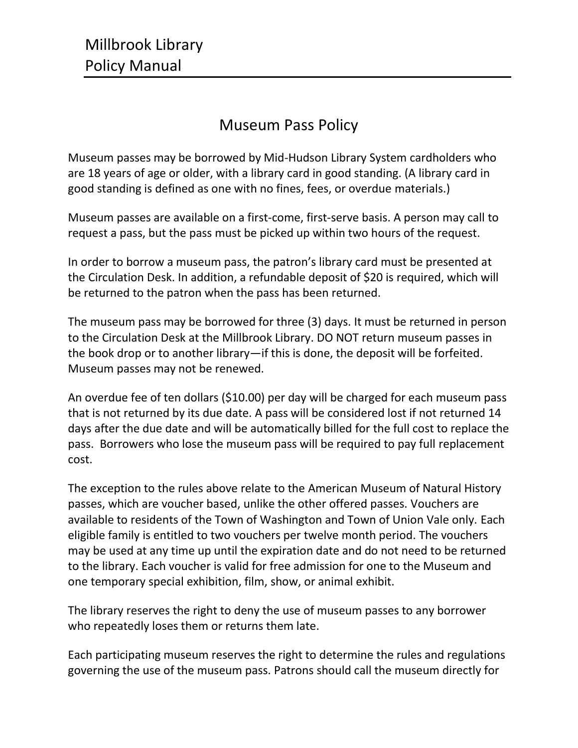# Museum Pass Policy

Museum passes may be borrowed by Mid-Hudson Library System cardholders who are 18 years of age or older, with a library card in good standing. (A library card in good standing is defined as one with no fines, fees, or overdue materials.)

Museum passes are available on a first-come, first-serve basis. A person may call to request a pass, but the pass must be picked up within two hours of the request.

In order to borrow a museum pass, the patron's library card must be presented at the Circulation Desk. In addition, a refundable deposit of $20 is required, which will be returned to the patron when the pass has been returned.

The museum pass may be borrowed for three (3) days. It must be returned in person to the Circulation Desk at the Millbrook Library. DO NOT return museum passes in the book drop or to another library—if this is done, the deposit will be forfeited. Museum passes may not be renewed.

An overdue fee of ten dollars ($10.00) per day will be charged for each museum pass that is not returned by its due date. A pass will be considered lost if not returned 14 days after the due date and will be automatically billed for the full cost to replace the pass. Borrowers who lose the museum pass will be required to pay full replacement cost.

The exception to the rules above relate to the American Museum of Natural History passes, which are voucher based, unlike the other offered passes. Vouchers are available to residents of the Town of Washington and Town of Union Vale only. Each eligible family is entitled to two vouchers per twelve month period. The vouchers may be used at any time up until the expiration date and do not need to be returned to the library. Each voucher is valid for free admission for one to the Museum and one temporary special exhibition, film, show, or animal exhibit.

The library reserves the right to deny the use of museum passes to any borrower who repeatedly loses them or returns them late.

Each participating museum reserves the right to determine the rules and regulations governing the use of the museum pass. Patrons should call the museum directly for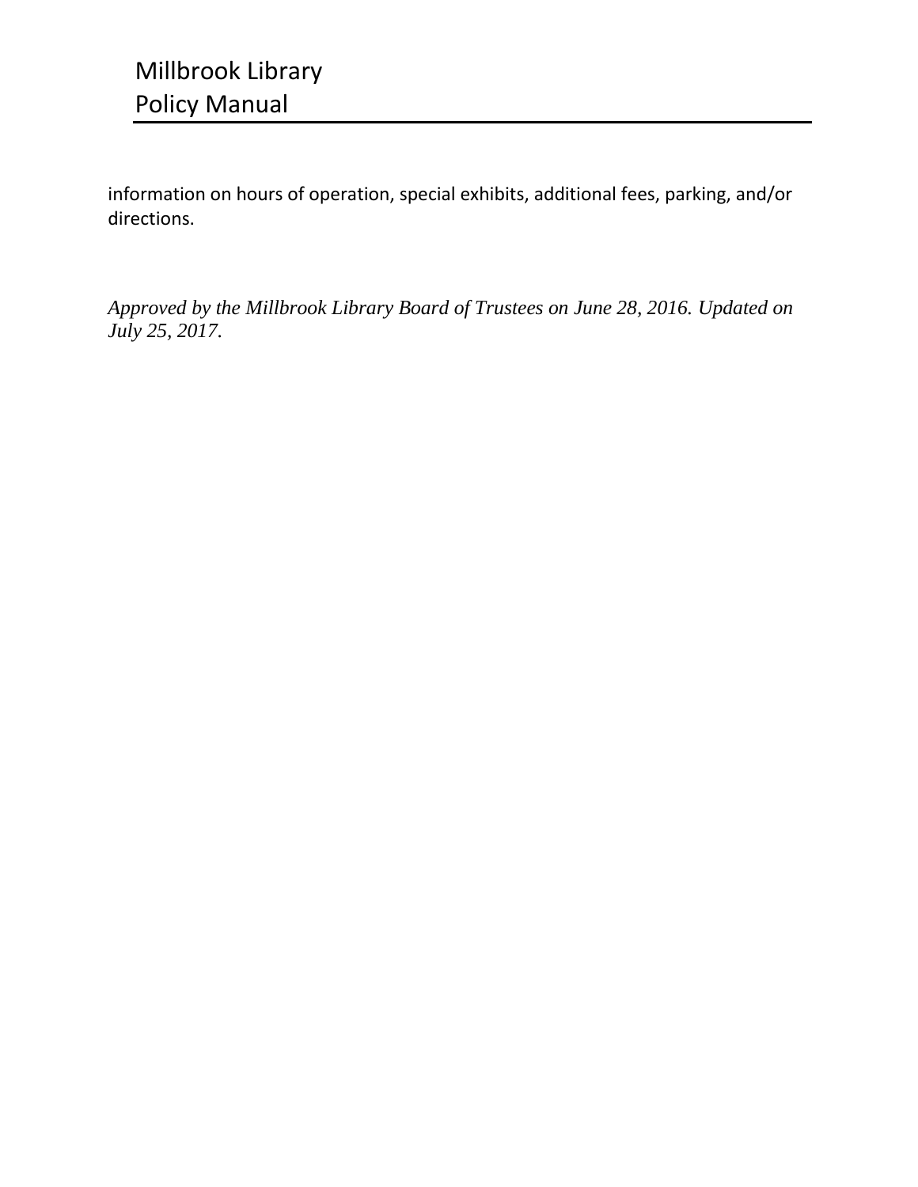information on hours of operation, special exhibits, additional fees, parking, and/or directions.

*Approved by the Millbrook Library Board of Trustees on June 28, 2016. Updated on July 25, 2017.*